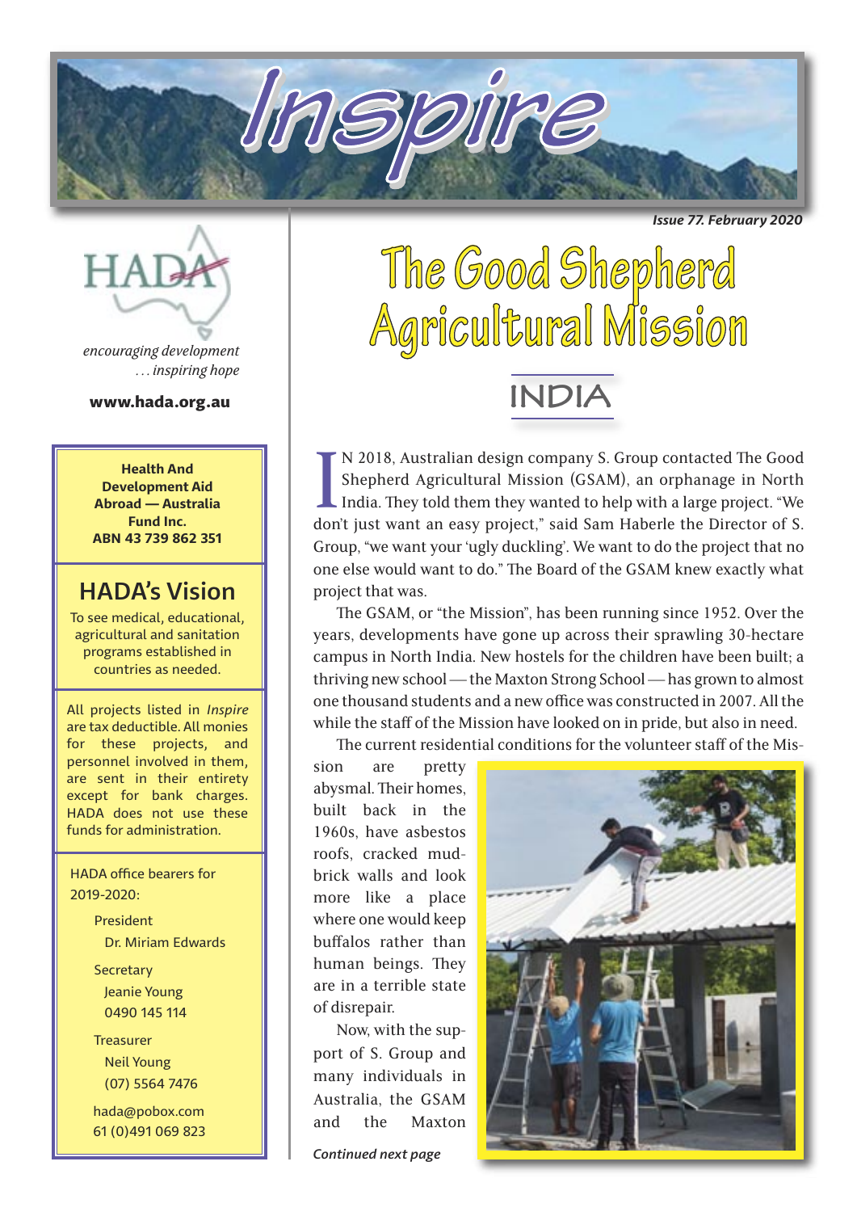# Inspire

*Issue 77. February 2020*

HADA

*encouraging development*
*. . . inspiring hope*

**www.hada.org.au**

**Health And Development Aid Abroad — Australia Fund Inc.**
**ABN 43 739 862 351**

## HADA's Vision

To see medical, educational, agricultural and sanitation programs established in countries as needed.

All projects listed in *Inspire* are tax deductible. All monies for these projects, and personnel involved in them, are sent in their entirety except for bank charges. HADA does not use these funds for administration.

HADA office bearers for 2019-2020:

President
Dr. Miriam Edwards

Secretary
Jeanie Young
0490 145 114

Treasurer
Neil Young
(07) 5564 7476

hada@pobox.com
61 (0)491 069 823

# The Good Shepherd Agricultural Mission

## INDIA

IN 2018, Australian design company S. Group contacted The Good Shepherd Agricultural Mission (GSAM), an orphanage in North India. They told them they wanted to help with a large project. "We don't just want an easy project," said Sam Haberle the Director of S. Group, "we want your 'ugly duckling'. We want to do the project that no one else would want to do." The Board of the GSAM knew exactly what project that was.

The GSAM, or "the Mission", has been running since 1952. Over the years, developments have gone up across their sprawling 30-hectare campus in North India. New hostels for the children have been built; a thriving new school — the Maxton Strong School — has grown to almost one thousand students and a new office was constructed in 2007. All the while the staff of the Mission have looked on in pride, but also in need.

The current residential conditions for the volunteer staff of the Mission are pretty abysmal. Their homes, built back in the 1960s, have asbestos roofs, cracked mud-brick walls and look more like a place where one would keep buffalos rather than human beings. They are in a terrible state of disrepair.

Now, with the support of S. Group and many individuals in Australia, the GSAM and the Maxton

*Continued next page*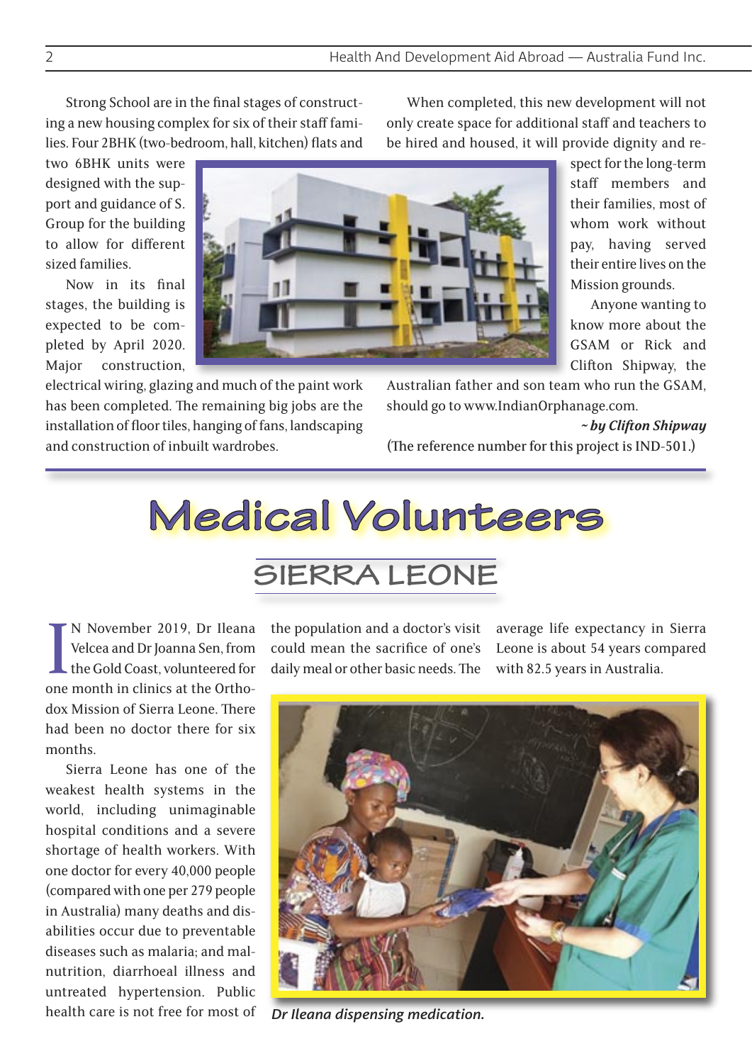Strong School are in the final stages of constructing a new housing complex for six of their staff families. Four 2BHK (two-bedroom, hall, kitchen) flats and two 6BHK units were designed with the support and guidance of S. Group for the building to allow for different sized families.

Now in its final stages, the building is expected to be completed by April 2020. Major construction, electrical wiring, glazing and much of the paint work has been completed. The remaining big jobs are the installation of floor tiles, hanging of fans, landscaping and construction of inbuilt wardrobes.

When completed, this new development will not only create space for additional staff and teachers to be hired and housed, it will provide dignity and respect for the long-term staff members and their families, most of whom work without pay, having served their entire lives on the Mission grounds.

Anyone wanting to know more about the GSAM or Rick and Clifton Shipway, the Australian father and son team who run the GSAM, should go to www.IndianOrphanage.com.

***~ by Clifton Shipway***

(The reference number for this project is IND-501.)

# Medical Volunteers

## SIERRA LEONE

IN November 2019, Dr Ileana Velcea and Dr Joanna Sen, from the Gold Coast, volunteered for one month in clinics at the Orthodox Mission of Sierra Leone. There had been no doctor there for six months.

Sierra Leone has one of the weakest health systems in the world, including unimaginable hospital conditions and a severe shortage of health workers. With one doctor for every 40,000 people (compared with one per 279 people in Australia) many deaths and disabilities occur due to preventable diseases such as malaria; and malnutrition, diarrhoeal illness and untreated hypertension. Public health care is not free for most of the population and a doctor's visit could mean the sacrifice of one's daily meal or other basic needs. The average life expectancy in Sierra Leone is about 54 years compared with 82.5 years in Australia.

*Dr Ileana dispensing medication.*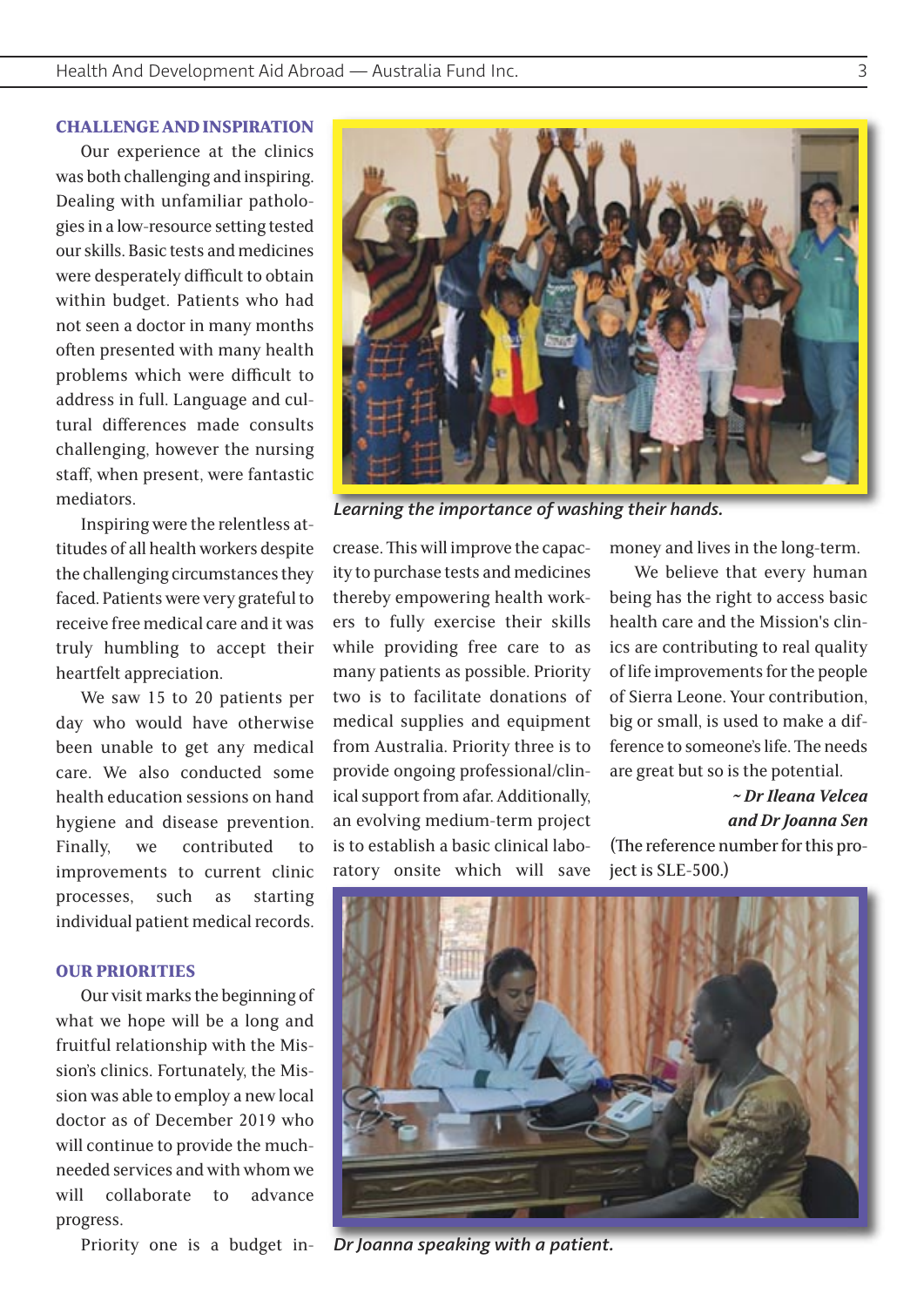## CHALLENGE AND INSPIRATION

Our experience at the clinics was both challenging and inspiring. Dealing with unfamiliar pathologies in a low-resource setting tested our skills. Basic tests and medicines were desperately difficult to obtain within budget. Patients who had not seen a doctor in many months often presented with many health problems which were difficult to address in full. Language and cultural differences made consults challenging, however the nursing staff, when present, were fantastic mediators.

Inspiring were the relentless attitudes of all health workers despite the challenging circumstances they faced. Patients were very grateful to receive free medical care and it was truly humbling to accept their heartfelt appreciation.

We saw 15 to 20 patients per day who would have otherwise been unable to get any medical care. We also conducted some health education sessions on hand hygiene and disease prevention. Finally, we contributed to improvements to current clinic processes, such as starting individual patient medical records.

## OUR PRIORITIES

Our visit marks the beginning of what we hope will be a long and fruitful relationship with the Mission's clinics. Fortunately, the Mission was able to employ a new local doctor as of December 2019 who will continue to provide the much-needed services and with whom we will collaborate to advance progress.

Priority one is a budget increase. This will improve the capacity to purchase tests and medicines thereby empowering health workers to fully exercise their skills while providing free care to as many patients as possible. Priority two is to facilitate donations of medical supplies and equipment from Australia. Priority three is to provide ongoing professional/clinical support from afar. Additionally, an evolving medium-term project is to establish a basic clinical laboratory onsite which will save money and lives in the long-term.

We believe that every human being has the right to access basic health care and the Mission's clinics are contributing to real quality of life improvements for the people of Sierra Leone. Your contribution, big or small, is used to make a difference to someone's life. The needs are great but so is the potential.

***~ Dr Ileana Velcea and Dr Joanna Sen***

(The reference number for this project is SLE-500.)

*Learning the importance of washing their hands.*

*Dr Joanna speaking with a patient.*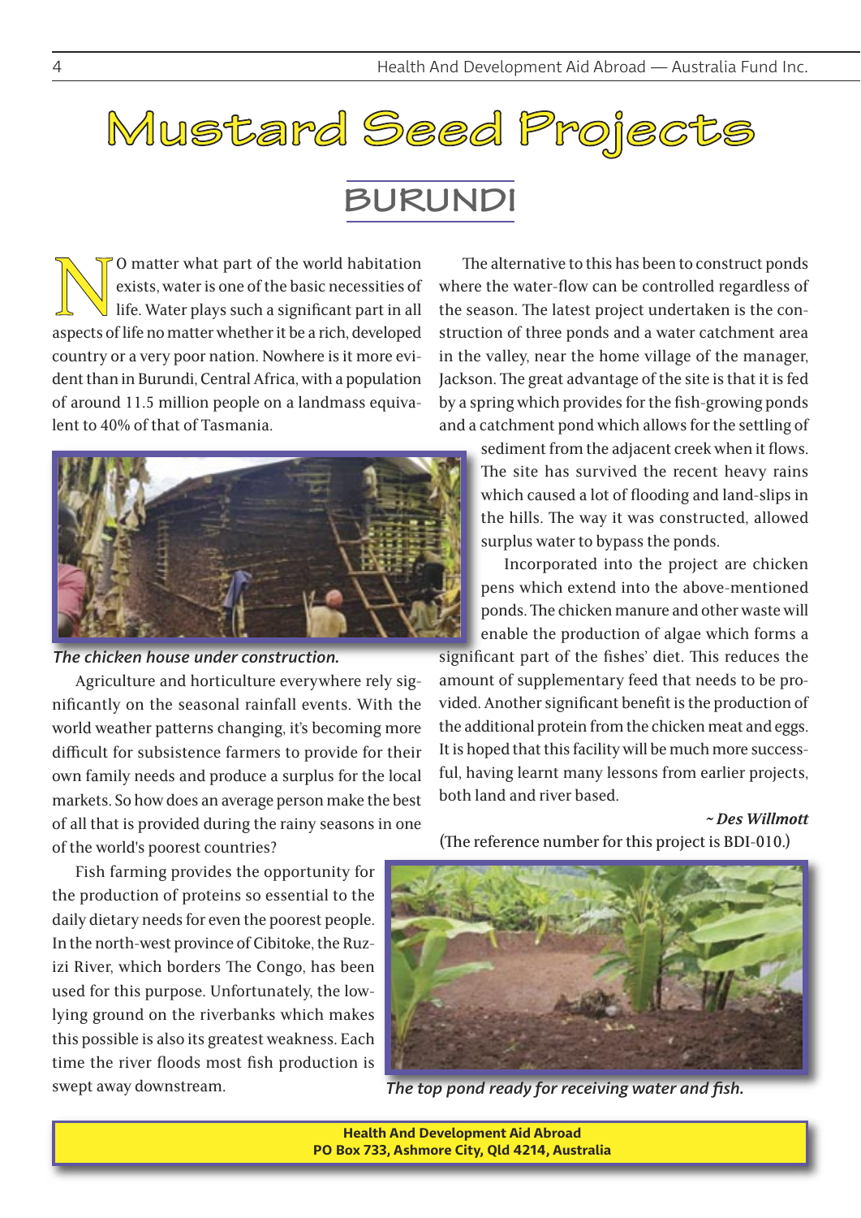# Mustard Seed Projects

## BURUNDI

No matter what part of the world habitation exists, water is one of the basic necessities of life. Water plays such a significant part in all aspects of life no matter whether it be a rich, developed country or a very poor nation. Nowhere is it more evident than in Burundi, Central Africa, with a population of around 11.5 million people on a landmass equivalent to 40% of that of Tasmania.

*The chicken house under construction.*

Agriculture and horticulture everywhere rely significantly on the seasonal rainfall events. With the world weather patterns changing, it's becoming more difficult for subsistence farmers to provide for their own family needs and produce a surplus for the local markets. So how does an average person make the best of all that is provided during the rainy seasons in one of the world's poorest countries?

Fish farming provides the opportunity for the production of proteins so essential to the daily dietary needs for even the poorest people. In the north-west province of Cibitoke, the Ruzizi River, which borders The Congo, has been used for this purpose. Unfortunately, the low-lying ground on the riverbanks which makes this possible is also its greatest weakness. Each time the river floods most fish production is swept away downstream.

The alternative to this has been to construct ponds where the water-flow can be controlled regardless of the season. The latest project undertaken is the construction of three ponds and a water catchment area in the valley, near the home village of the manager, Jackson. The great advantage of the site is that it is fed by a spring which provides for the fish-growing ponds and a catchment pond which allows for the settling of sediment from the adjacent creek when it flows. The site has survived the recent heavy rains which caused a lot of flooding and land-slips in the hills. The way it was constructed, allowed surplus water to bypass the ponds.

Incorporated into the project are chicken pens which extend into the above-mentioned ponds. The chicken manure and other waste will enable the production of algae which forms a significant part of the fishes' diet. This reduces the amount of supplementary feed that needs to be provided. Another significant benefit is the production of the additional protein from the chicken meat and eggs. It is hoped that this facility will be much more successful, having learnt many lessons from earlier projects, both land and river based.

*~ Des Willmott*

(The reference number for this project is BDI-010.)

*The top pond ready for receiving water and fish.*

**Health And Development Aid Abroad**
**PO Box 733, Ashmore City, Qld 4214, Australia**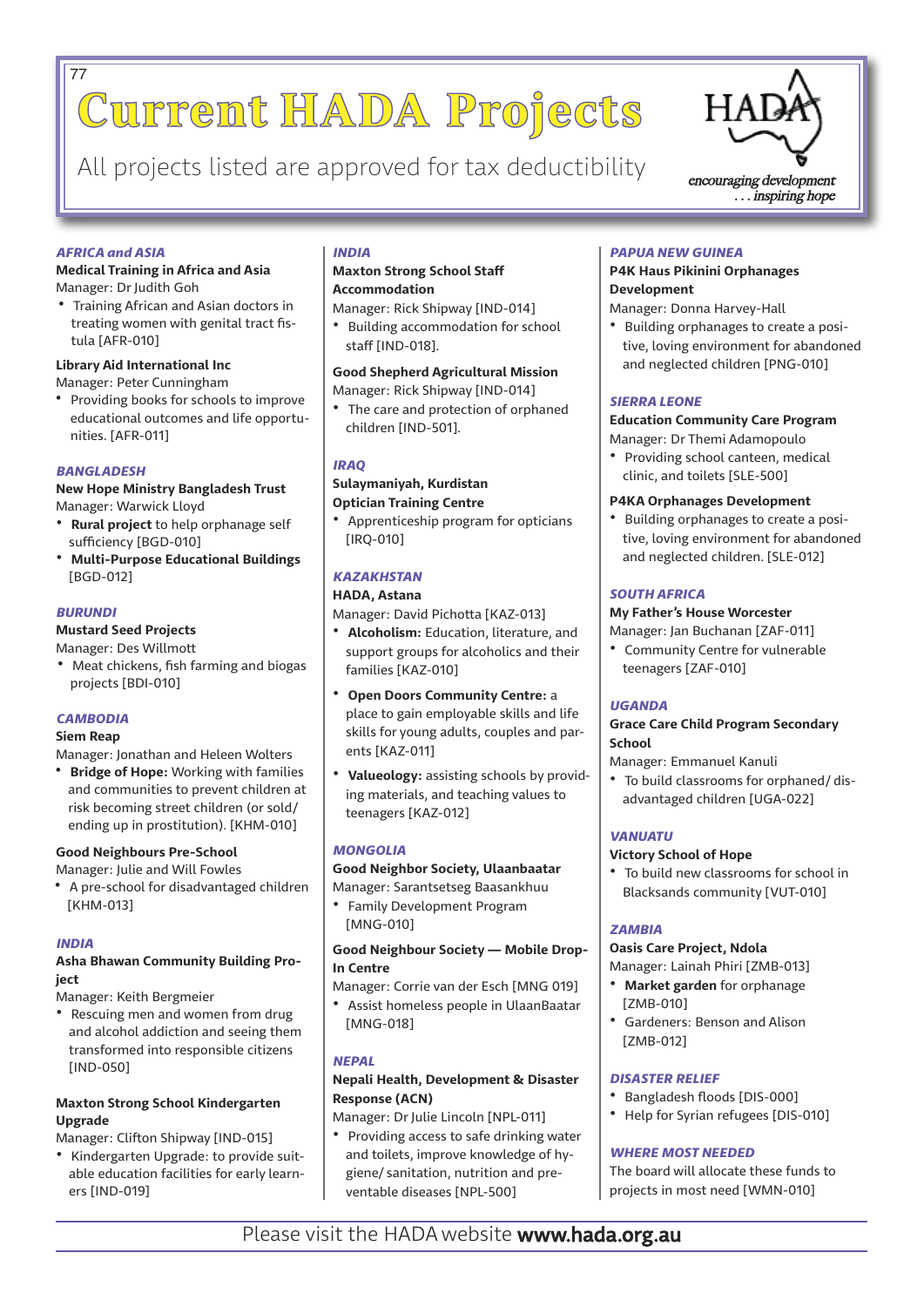# Current HADA Projects

All projects listed are approved for tax deductibility

HADA — *encouraging development . . . inspiring hope*

### *AFRICA and ASIA*

**Medical Training in Africa and Asia**
Manager: Dr Judith Goh

- Training African and Asian doctors in treating women with genital tract fistula [AFR-010]

**Library Aid International Inc**
Manager: Peter Cunningham

- Providing books for schools to improve educational outcomes and life opportunities. [AFR-011]

### *BANGLADESH*

**New Hope Ministry Bangladesh Trust**
Manager: Warwick Lloyd

- **Rural project** to help orphanage self sufficiency [BGD-010]
- **Multi-Purpose Educational Buildings** [BGD-012]

### *BURUNDI*

**Mustard Seed Projects**
Manager: Des Willmott

- Meat chickens, fish farming and biogas projects [BDI-010]

### *CAMBODIA*

**Siem Reap**
Manager: Jonathan and Heleen Wolters

- **Bridge of Hope:** Working with families and communities to prevent children at risk becoming street children (or sold/ ending up in prostitution). [KHM-010]

**Good Neighbours Pre-School**
Manager: Julie and Will Fowles

- A pre-school for disadvantaged children [KHM-013]

### *INDIA*

**Asha Bhawan Community Building Project**
Manager: Keith Bergmeier

- Rescuing men and women from drug and alcohol addiction and seeing them transformed into responsible citizens [IND-050]

**Maxton Strong School Kindergarten Upgrade**
Manager: Clifton Shipway [IND-015]

- Kindergarten Upgrade: to provide suitable education facilities for early learners [IND-019]

### *INDIA*

**Maxton Strong School Staff Accommodation**
Manager: Rick Shipway [IND-014]

- Building accommodation for school staff [IND-018].

**Good Shepherd Agricultural Mission**
Manager: Rick Shipway [IND-014]

- The care and protection of orphaned children [IND-501].

### *IRAQ*

**Sulaymaniyah, Kurdistan Optician Training Centre**

- Apprenticeship program for opticians [IRQ-010]

### *KAZAKHSTAN*

**HADA, Astana**
Manager: David Pichotta [KAZ-013]

- **Alcoholism:** Education, literature, and support groups for alcoholics and their families [KAZ-010]
- **Open Doors Community Centre:** a place to gain employable skills and life skills for young adults, couples and parents [KAZ-011]
- **Valueology:** assisting schools by providing materials, and teaching values to teenagers [KAZ-012]

### *MONGOLIA*

**Good Neighbor Society, Ulaanbaatar**
Manager: Sarantsetseg Baasankhuu

- Family Development Program [MNG-010]

**Good Neighbour Society — Mobile Drop-In Centre**
Manager: Corrie van der Esch [MNG 019]

- Assist homeless people in UlaanBaatar [MNG-018]

### *NEPAL*

**Nepali Health, Development & Disaster Response (ACN)**
Manager: Dr Julie Lincoln [NPL-011]

- Providing access to safe drinking water and toilets, improve knowledge of hygiene/ sanitation, nutrition and preventable diseases [NPL-500]

### *PAPUA NEW GUINEA*

**P4K Haus Pikinini Orphanages Development**
Manager: Donna Harvey-Hall

- Building orphanages to create a positive, loving environment for abandoned and neglected children [PNG-010]

### *SIERRA LEONE*

**Education Community Care Program**
Manager: Dr Themi Adamopoulo

- Providing school canteen, medical clinic, and toilets [SLE-500]

**P4KA Orphanages Development**

- Building orphanages to create a positive, loving environment for abandoned and neglected children. [SLE-012]

### *SOUTH AFRICA*

**My Father's House Worcester**
Manager: Jan Buchanan [ZAF-011]

- Community Centre for vulnerable teenagers [ZAF-010]

### *UGANDA*

**Grace Care Child Program Secondary School**
Manager: Emmanuel Kanuli

- To build classrooms for orphaned/ disadvantaged children [UGA-022]

### *VANUATU*

**Victory School of Hope**

- To build new classrooms for school in Blacksands community [VUT-010]

### *ZAMBIA*

**Oasis Care Project, Ndola**
Manager: Lainah Phiri [ZMB-013]

- **Market garden** for orphanage [ZMB-010]
- Gardeners: Benson and Alison [ZMB-012]

### *DISASTER RELIEF*

- Bangladesh floods [DIS-000]
- Help for Syrian refugees [DIS-010]

### *WHERE MOST NEEDED*

The board will allocate these funds to projects in most need [WMN-010]

Please visit the HADA website **www.hada.org.au**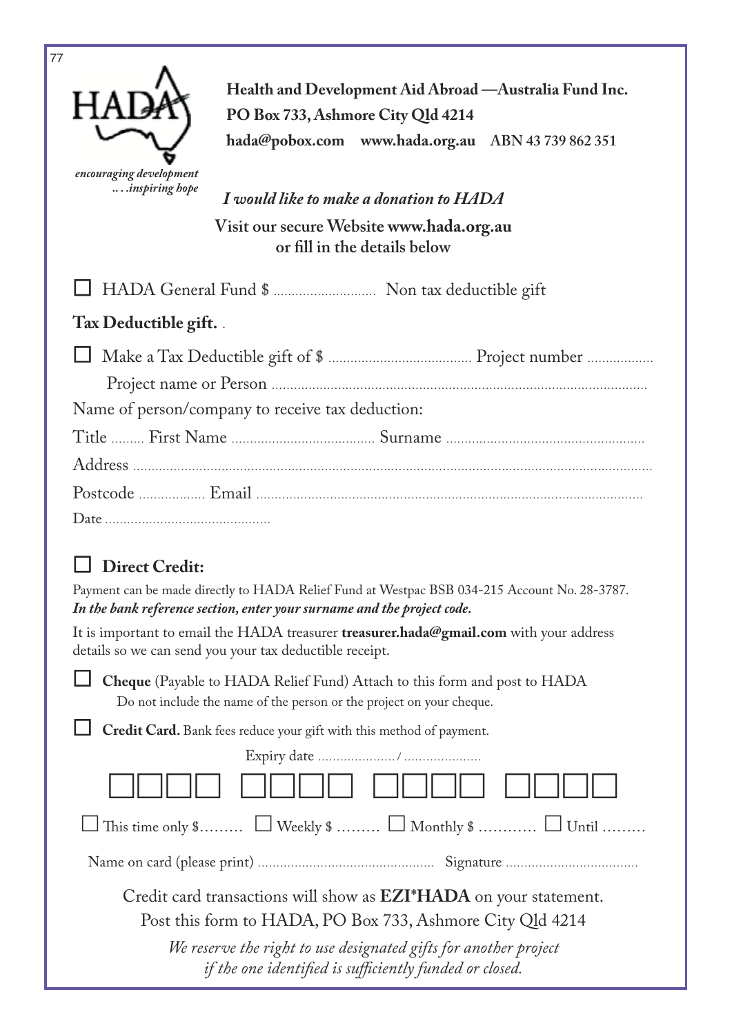HADA

*encouraging development ….inspiring hope*

**Health and Development Aid Abroad —Australia Fund Inc.**
**PO Box 733, Ashmore City Qld 4214**
**hada@pobox.com www.hada.org.au ABN 43 739 862 351**

***I would like to make a donation to HADA***

**Visit our secure Website www.hada.org.au**
**or fill in the details below**

☐ HADA General Fund $ ............................ Non tax deductible gift

**Tax Deductible gift.** .

☐ Make a Tax Deductible gift of $ ....................................... Project number ..................

Project name or Person .....................................................................................................

Name of person/company to receive tax deduction:

Title ......... First Name ....................................... Surname ......................................................

Address ............................................................................................................................................

Postcode .................. Email .........................................................................................................

Date .............................................

☐ **Direct Credit:**

Payment can be made directly to HADA Relief Fund at Westpac BSB 034-215 Account No. 28-3787.
***In the bank reference section, enter your surname and the project code.***

It is important to email the HADA treasurer **treasurer.hada@gmail.com** with your address details so we can send you your tax deductible receipt.

☐ **Cheque** (Payable to HADA Relief Fund) Attach to this form and post to HADA
Do not include the name of the person or the project on your cheque.

☐ **Credit Card.** Bank fees reduce your gift with this method of payment.

Expiry date ...................../.....................

☐☐☐☐ ☐☐☐☐ ☐☐☐☐ ☐☐☐☐

☐ This time only $……… ☐ Weekly $ ……… ☐ Monthly $ ………… ☐ Until ………

Name on card (please print) ................................................ Signature ....................................

Credit card transactions will show as **EZI*HADA** on your statement.
Post this form to HADA, PO Box 733, Ashmore City Qld 4214

*We reserve the right to use designated gifts for another project if the one identified is sufficiently funded or closed.*